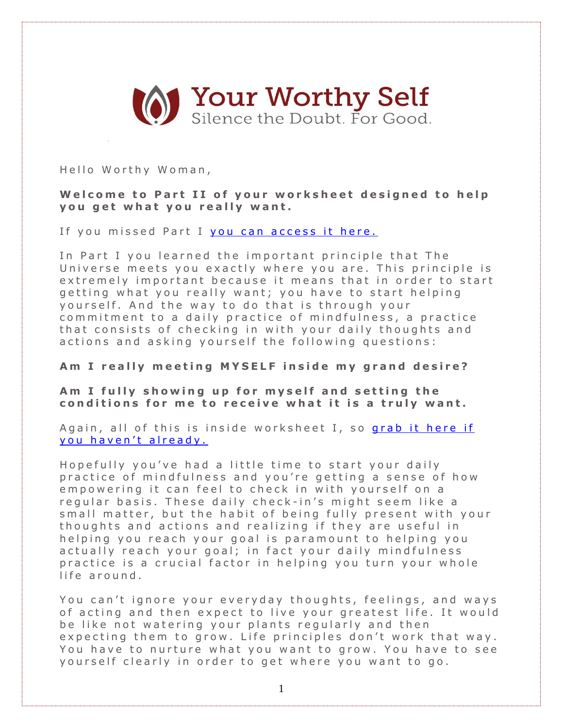# Your Worthy Self

Silence the Doubt. For Good.

Hello Worthy Woman,

**Welcome to Part II of your worksheet designed to help you get what you really want.**

If you missed Part I [you can access it here.]

In Part I you learned the important principle that The Universe meets you exactly where you are. This principle is extremely important because it means that in order to start getting what you really want; you have to start helping yourself. And the way to do that is through your commitment to a daily practice of mindfulness, a practice that consists of checking in with your daily thoughts and actions and asking yourself the following questions:

**Am I really meeting MYSELF inside my grand desire?**

**Am I fully showing up for myself and setting the conditions for me to receive what it is a truly want.**

Again, all of this is inside worksheet I, so [grab it here if you haven't already.]

Hopefully you've had a little time to start your daily practice of mindfulness and you're getting a sense of how empowering it can feel to check in with yourself on a regular basis. These daily check-in's might seem like a small matter, but the habit of being fully present with your thoughts and actions and realizing if they are useful in helping you reach your goal is paramount to helping you actually reach your goal; in fact your daily mindfulness practice is a crucial factor in helping you turn your whole life around.

You can't ignore your everyday thoughts, feelings, and ways of acting and then expect to live your greatest life. It would be like not watering your plants regularly and then expecting them to grow. Life principles don't work that way. You have to nurture what you want to grow. You have to see yourself clearly in order to get where you want to go.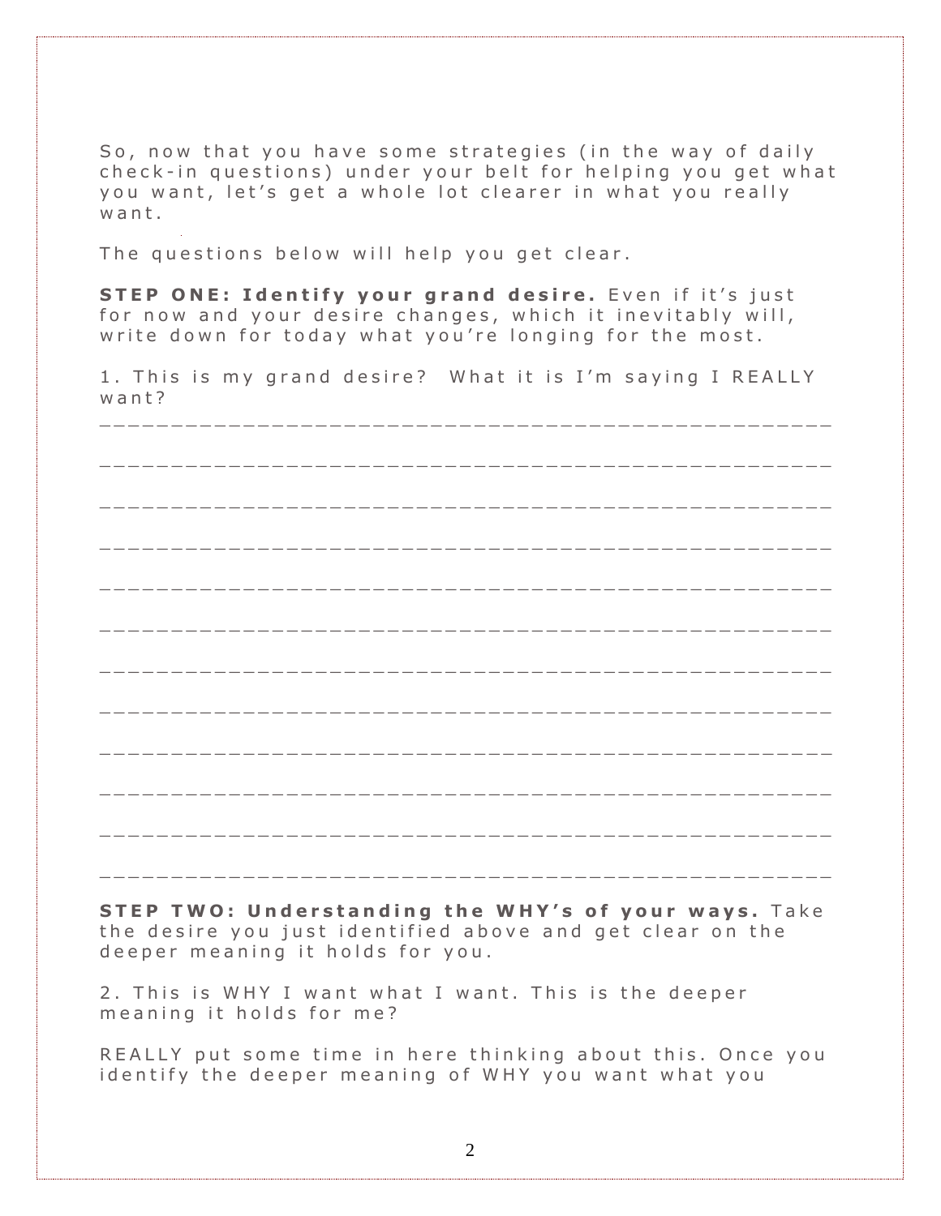So, now that you have some strategies (in the way of daily check-in questions) under your belt for helping you get what you want, let's get a whole lot clearer in what you really want.

The questions below will help you get clear.

**STEP ONE: Identify your grand desire.** Even if it's just for now and your desire changes, which it inevitably will, write down for today what you're longing for the most.

1. This is my grand desire? What it is I'm saying I REALLY want?

_______________________________________________

_______________________________________________

_______________________________________________

_______________________________________________

_______________________________________________

_______________________________________________

_______________________________________________

_______________________________________________

_______________________________________________

_______________________________________________

_______________________________________________

_______________________________________________

**STEP TWO: Understanding the WHY's of your ways.** Take the desire you just identified above and get clear on the deeper meaning it holds for you.

2. This is WHY I want what I want. This is the deeper meaning it holds for me?

REALLY put some time in here thinking about this. Once you identify the deeper meaning of WHY you want what you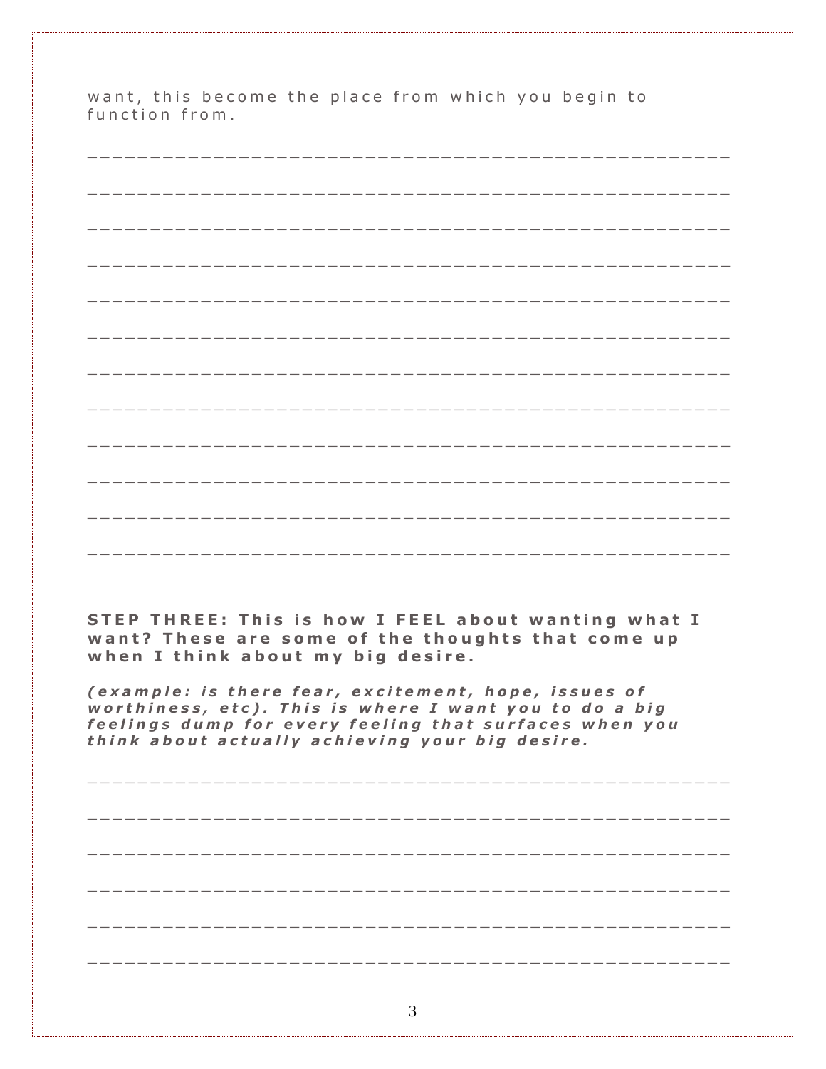want, this become the place from which you begin to function from.

_______________________________________________

_______________________________________________

_______________________________________________

_______________________________________________

_______________________________________________

_______________________________________________

_______________________________________________

_______________________________________________

_______________________________________________

_______________________________________________

_______________________________________________

_______________________________________________

**STEP THREE: This is how I FEEL about wanting what I want? These are some of the thoughts that come up when I think about my big desire.**

***(example: is there fear, excitement, hope, issues of worthiness, etc). This is where I want you to do a big feelings dump for every feeling that surfaces when you think about actually achieving your big desire.***

_______________________________________________

_______________________________________________

_______________________________________________

_______________________________________________

_______________________________________________

_______________________________________________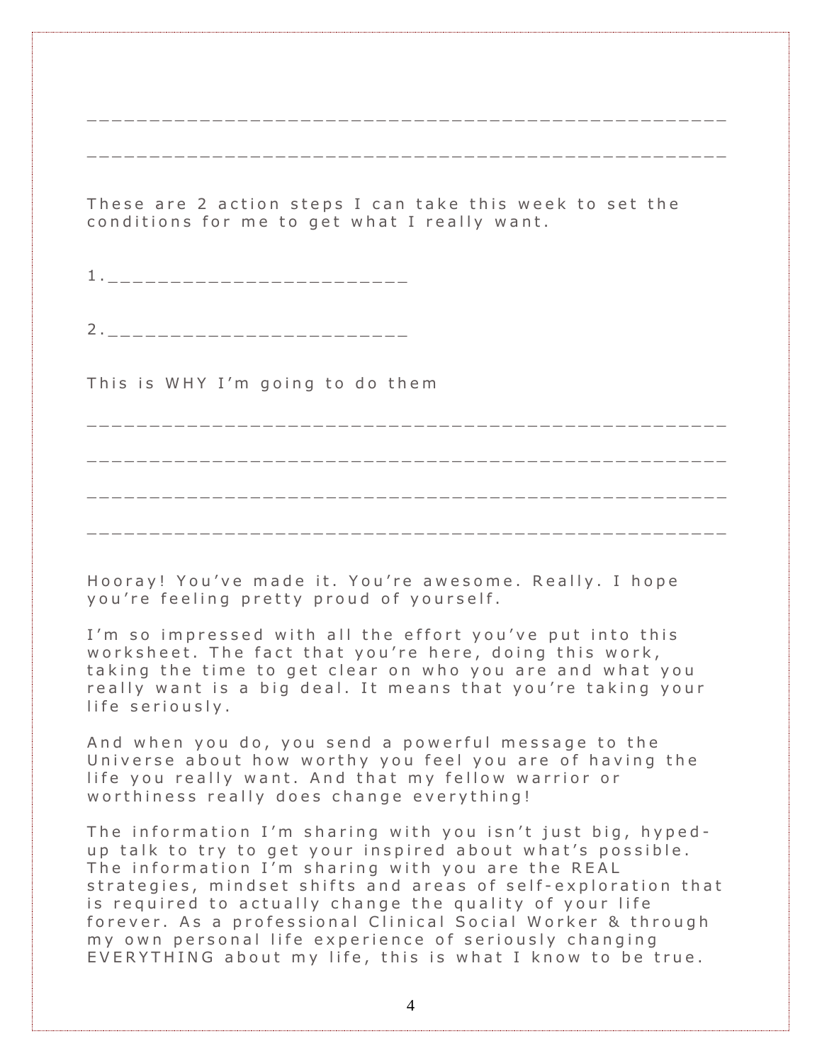_______________________________________________

_______________________________________________

These are 2 action steps I can take this week to set the conditions for me to get what I really want.

1.________________________

2.________________________

This is WHY I'm going to do them

_______________________________________________

_______________________________________________

_______________________________________________

_______________________________________________

Hooray! You've made it. You're awesome. Really. I hope you're feeling pretty proud of yourself.

I'm so impressed with all the effort you've put into this worksheet. The fact that you're here, doing this work, taking the time to get clear on who you are and what you really want is a big deal. It means that you're taking your life seriously.

And when you do, you send a powerful message to the Universe about how worthy you feel you are of having the life you really want. And that my fellow warrior or worthiness really does change everything!

The information I'm sharing with you isn't just big, hyped-up talk to try to get your inspired about what's possible. The information I'm sharing with you are the REAL strategies, mindset shifts and areas of self-exploration that is required to actually change the quality of your life forever. As a professional Clinical Social Worker & through my own personal life experience of seriously changing EVERYTHING about my life, this is what I know to be true.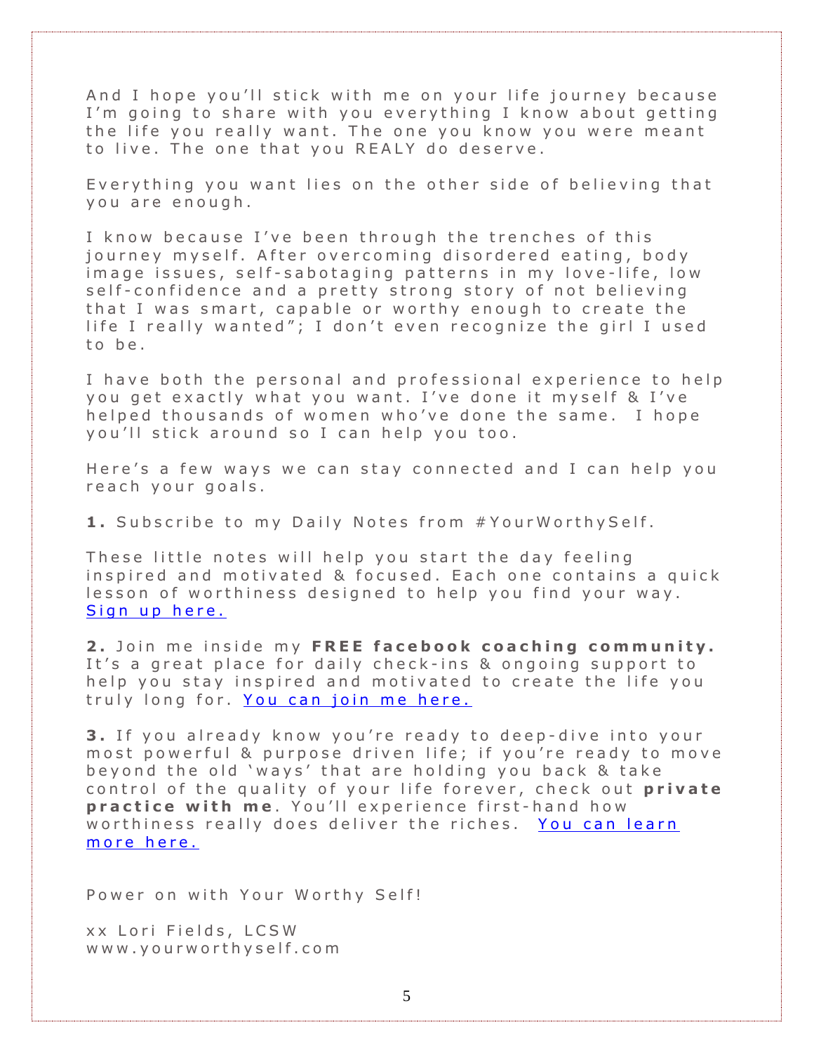And I hope you'll stick with me on your life journey because I'm going to share with you everything I know about getting the life you really want. The one you know you were meant to live. The one that you REALY do deserve.

Everything you want lies on the other side of believing that you are enough.

I know because I've been through the trenches of this journey myself. After overcoming disordered eating, body image issues, self-sabotaging patterns in my love-life, low self-confidence and a pretty strong story of not believing that I was smart, capable or worthy enough to create the life I really wanted"; I don't even recognize the girl I used to be.

I have both the personal and professional experience to help you get exactly what you want. I've done it myself & I've helped thousands of women who've done the same. I hope you'll stick around so I can help you too.

Here's a few ways we can stay connected and I can help you reach your goals.

**1.** Subscribe to my Daily Notes from #YourWorthySelf.

These little notes will help you start the day feeling inspired and motivated & focused. Each one contains a quick lesson of worthiness designed to help you find your way. Sign up here.

**2.** Join me inside my **FREE facebook coaching community.** It's a great place for daily check-ins & ongoing support to help you stay inspired and motivated to create the life you truly long for. You can join me here.

**3.** If you already know you're ready to deep-dive into your most powerful & purpose driven life; if you're ready to move beyond the old 'ways' that are holding you back & take control of the quality of your life forever, check out **private practice with me**. You'll experience first-hand how worthiness really does deliver the riches. You can learn more here.

Power on with Your Worthy Self!

xx Lori Fields, LCSW
www.yourworthyself.com